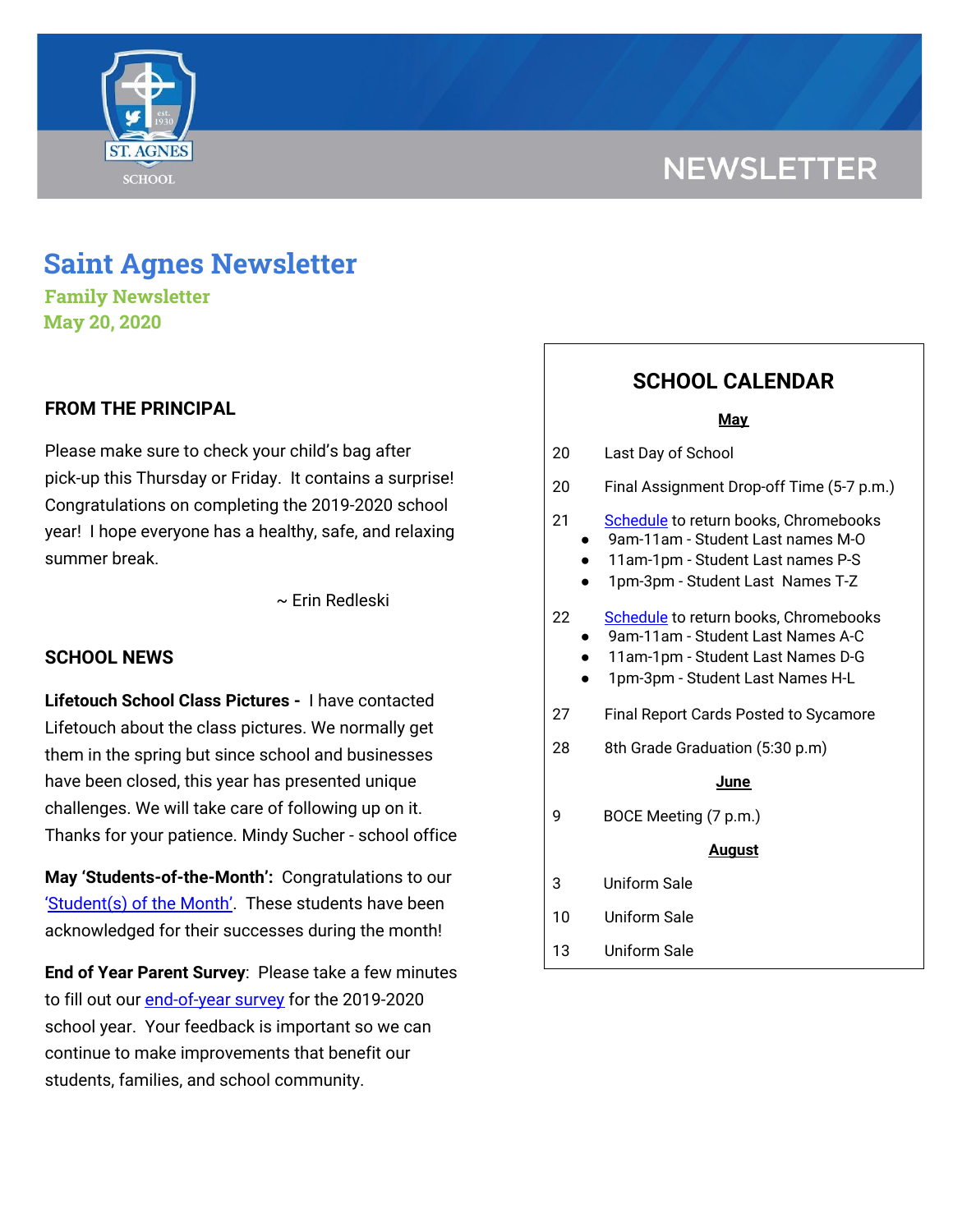# Saint Agnes Newsletter

**Family Newsletter**
**May 20, 2020**

### FROM THE PRINCIPAL

Please make sure to check your child's bag after pick-up this Thursday or Friday. It contains a surprise! Congratulations on completing the 2019-2020 school year! I hope everyone has a healthy, safe, and relaxing summer break.

~ Erin Redleski

### SCHOOL NEWS

**Lifetouch School Class Pictures -** I have contacted Lifetouch about the class pictures. We normally get them in the spring but since school and businesses have been closed, this year has presented unique challenges. We will take care of following up on it. Thanks for your patience. Mindy Sucher - school office

**May 'Students-of-the-Month':** Congratulations to our 'Student(s) of the Month'. These students have been acknowledged for their successes during the month!

**End of Year Parent Survey**: Please take a few minutes to fill out our end-of-year survey for the 2019-2020 school year. Your feedback is important so we can continue to make improvements that benefit our students, families, and school community.

### SCHOOL CALENDAR

**May**

20 Last Day of School

20 Final Assignment Drop-off Time (5-7 p.m.)

21 Schedule to return books, Chromebooks
- 9am-11am - Student Last names M-O
- 11am-1pm - Student Last names P-S
- 1pm-3pm - Student Last Names T-Z

22 Schedule to return books, Chromebooks
- 9am-11am - Student Last Names A-C
- 11am-1pm - Student Last Names D-G
- 1pm-3pm - Student Last Names H-L

27 Final Report Cards Posted to Sycamore

28 8th Grade Graduation (5:30 p.m)

**June**

9 BOCE Meeting (7 p.m.)

**August**

3 Uniform Sale

10 Uniform Sale

13 Uniform Sale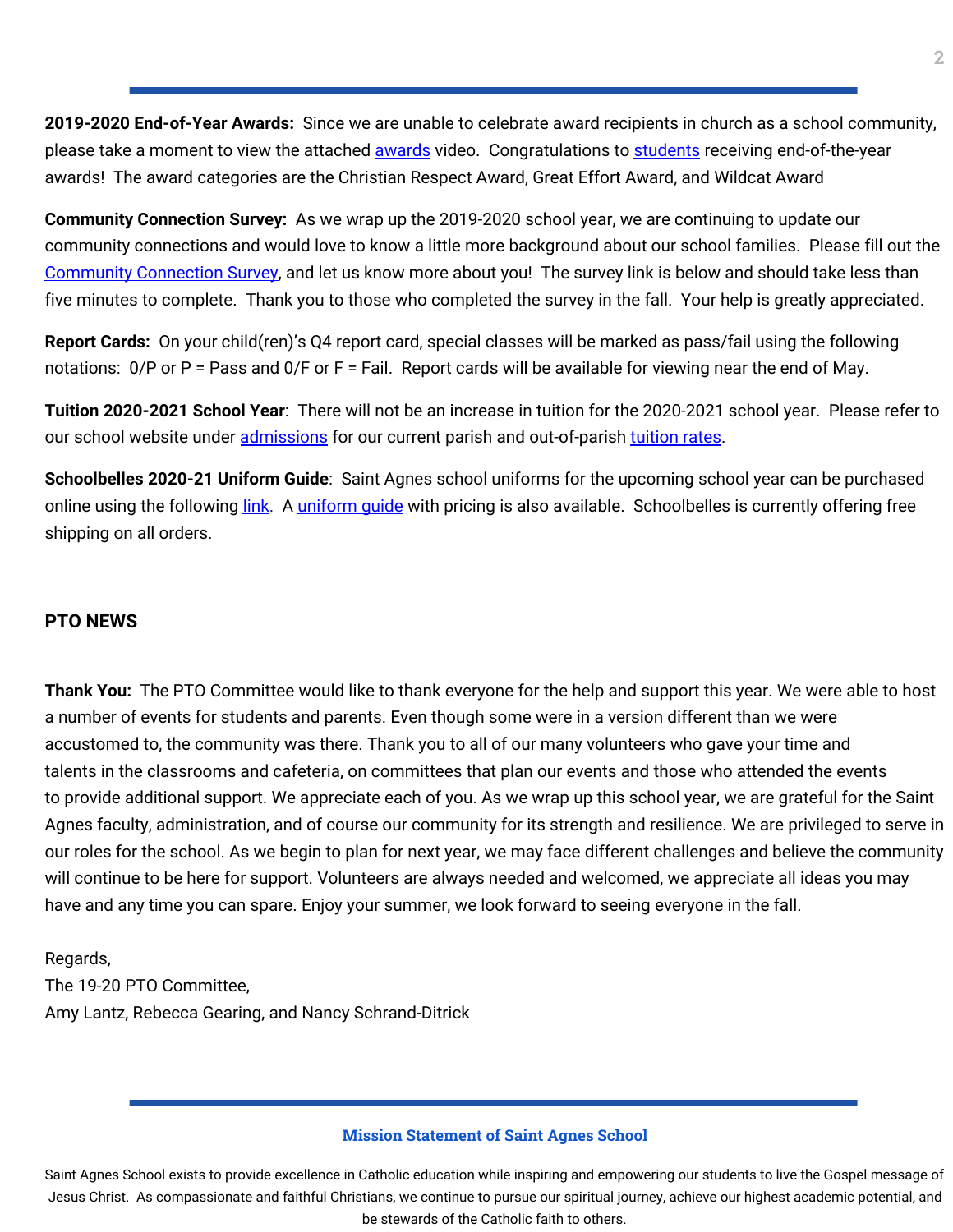**2019-2020 End-of-Year Awards:** Since we are unable to celebrate award recipients in church as a school community, please take a moment to view the attached awards video. Congratulations to students receiving end-of-the-year awards! The award categories are the Christian Respect Award, Great Effort Award, and Wildcat Award

**Community Connection Survey:** As we wrap up the 2019-2020 school year, we are continuing to update our community connections and would love to know a little more background about our school families. Please fill out the Community Connection Survey, and let us know more about you! The survey link is below and should take less than five minutes to complete. Thank you to those who completed the survey in the fall. Your help is greatly appreciated.

**Report Cards:** On your child(ren)'s Q4 report card, special classes will be marked as pass/fail using the following notations: 0/P or P = Pass and 0/F or F = Fail. Report cards will be available for viewing near the end of May.

**Tuition 2020-2021 School Year**: There will not be an increase in tuition for the 2020-2021 school year. Please refer to our school website under admissions for our current parish and out-of-parish tuition rates.

**Schoolbelles 2020-21 Uniform Guide**: Saint Agnes school uniforms for the upcoming school year can be purchased online using the following link. A uniform guide with pricing is also available. Schoolbelles is currently offering free shipping on all orders.

## PTO NEWS

**Thank You:** The PTO Committee would like to thank everyone for the help and support this year. We were able to host a number of events for students and parents. Even though some were in a version different than we were accustomed to, the community was there. Thank you to all of our many volunteers who gave your time and talents in the classrooms and cafeteria, on committees that plan our events and those who attended the events to provide additional support. We appreciate each of you. As we wrap up this school year, we are grateful for the Saint Agnes faculty, administration, and of course our community for its strength and resilience. We are privileged to serve in our roles for the school. As we begin to plan for next year, we may face different challenges and believe the community will continue to be here for support. Volunteers are always needed and welcomed, we appreciate all ideas you may have and any time you can spare. Enjoy your summer, we look forward to seeing everyone in the fall.

Regards,
The 19-20 PTO Committee,
Amy Lantz, Rebecca Gearing, and Nancy Schrand-Ditrick

**Mission Statement of Saint Agnes School**

Saint Agnes School exists to provide excellence in Catholic education while inspiring and empowering our students to live the Gospel message of Jesus Christ. As compassionate and faithful Christians, we continue to pursue our spiritual journey, achieve our highest academic potential, and be stewards of the Catholic faith to others.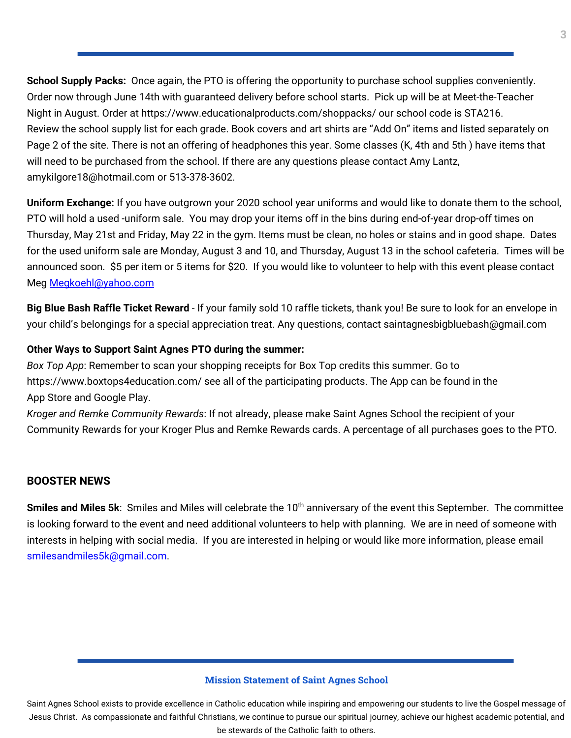**School Supply Packs:** Once again, the PTO is offering the opportunity to purchase school supplies conveniently. Order now through June 14th with guaranteed delivery before school starts. Pick up will be at Meet-the-Teacher Night in August. Order at https://www.educationalproducts.com/shoppacks/ our school code is STA216. Review the school supply list for each grade. Book covers and art shirts are "Add On" items and listed separately on Page 2 of the site. There is not an offering of headphones this year. Some classes (K, 4th and 5th ) have items that will need to be purchased from the school. If there are any questions please contact Amy Lantz, amykilgore18@hotmail.com or 513-378-3602.

**Uniform Exchange:** If you have outgrown your 2020 school year uniforms and would like to donate them to the school, PTO will hold a used -uniform sale. You may drop your items off in the bins during end-of-year drop-off times on Thursday, May 21st and Friday, May 22 in the gym. Items must be clean, no holes or stains and in good shape. Dates for the used uniform sale are Monday, August 3 and 10, and Thursday, August 13 in the school cafeteria. Times will be announced soon. $5 per item or 5 items for $20. If you would like to volunteer to help with this event please contact Meg Megkoehl@yahoo.com

**Big Blue Bash Raffle Ticket Reward** - If your family sold 10 raffle tickets, thank you! Be sure to look for an envelope in your child's belongings for a special appreciation treat. Any questions, contact saintagnesbigbluebash@gmail.com

**Other Ways to Support Saint Agnes PTO during the summer:**
*Box Top App*: Remember to scan your shopping receipts for Box Top credits this summer. Go to https://www.boxtops4education.com/ see all of the participating products. The App can be found in the App Store and Google Play.
*Kroger and Remke Community Rewards*: If not already, please make Saint Agnes School the recipient of your Community Rewards for your Kroger Plus and Remke Rewards cards. A percentage of all purchases goes to the PTO.

## BOOSTER NEWS

**Smiles and Miles 5k**: Smiles and Miles will celebrate the 10th anniversary of the event this September. The committee is looking forward to the event and need additional volunteers to help with planning. We are in need of someone with interests in helping with social media. If you are interested in helping or would like more information, please email smilesandmiles5k@gmail.com.

### Mission Statement of Saint Agnes School

Saint Agnes School exists to provide excellence in Catholic education while inspiring and empowering our students to live the Gospel message of Jesus Christ. As compassionate and faithful Christians, we continue to pursue our spiritual journey, achieve our highest academic potential, and be stewards of the Catholic faith to others.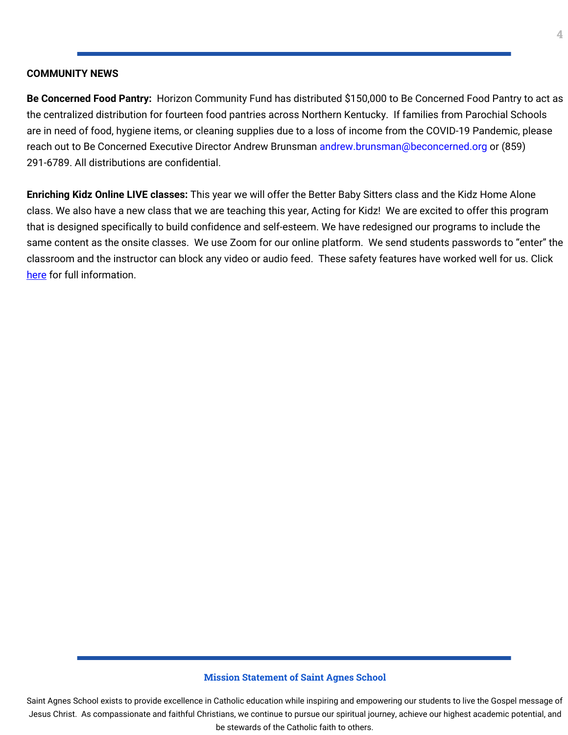## COMMUNITY NEWS

**Be Concerned Food Pantry:** Horizon Community Fund has distributed $150,000 to Be Concerned Food Pantry to act as the centralized distribution for fourteen food pantries across Northern Kentucky. If families from Parochial Schools are in need of food, hygiene items, or cleaning supplies due to a loss of income from the COVID-19 Pandemic, please reach out to Be Concerned Executive Director Andrew Brunsman andrew.brunsman@beconcerned.org or (859) 291-6789. All distributions are confidential.

**Enriching Kidz Online LIVE classes:** This year we will offer the Better Baby Sitters class and the Kidz Home Alone class. We also have a new class that we are teaching this year, Acting for Kidz! We are excited to offer this program that is designed specifically to build confidence and self-esteem. We have redesigned our programs to include the same content as the onsite classes. We use Zoom for our online platform. We send students passwords to "enter" the classroom and the instructor can block any video or audio feed. These safety features have worked well for us. Click here for full information.

**Mission Statement of Saint Agnes School**

Saint Agnes School exists to provide excellence in Catholic education while inspiring and empowering our students to live the Gospel message of Jesus Christ. As compassionate and faithful Christians, we continue to pursue our spiritual journey, achieve our highest academic potential, and be stewards of the Catholic faith to others.